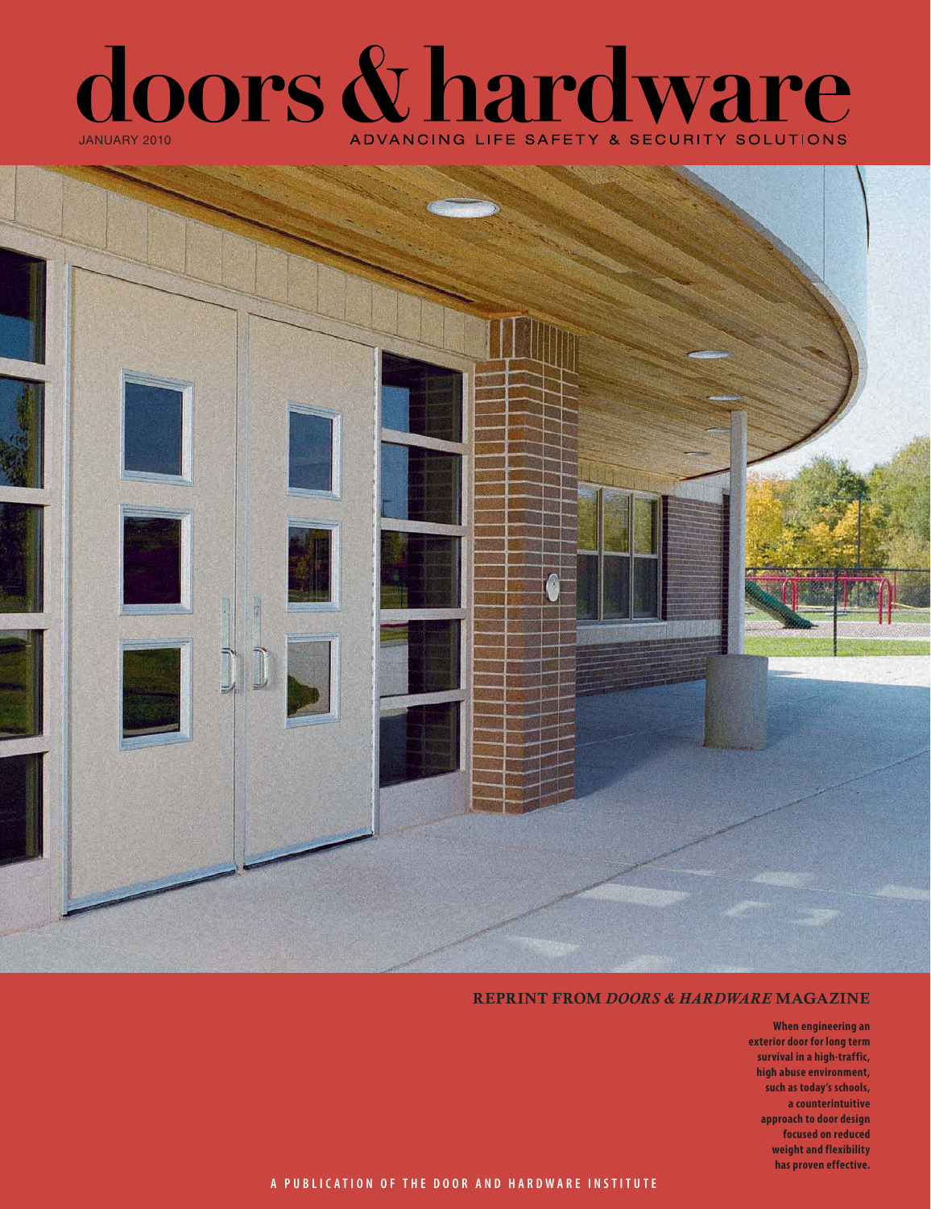# doors & hardware

JANUARY 2010

ADVANCING LIFE SAFETY & SECURITY SOLUTIONS

**REPRINT FROM *DOORS & HARDWARE* MAGAZINE**

**When engineering an exterior door for long term survival in a high-traffic, high abuse environment, such as today's schools, a counterintuitive approach to door design focused on reduced weight and flexibility has proven effective.**

A PUBLICATION OF THE DOOR AND HARDWARE INSTITUTE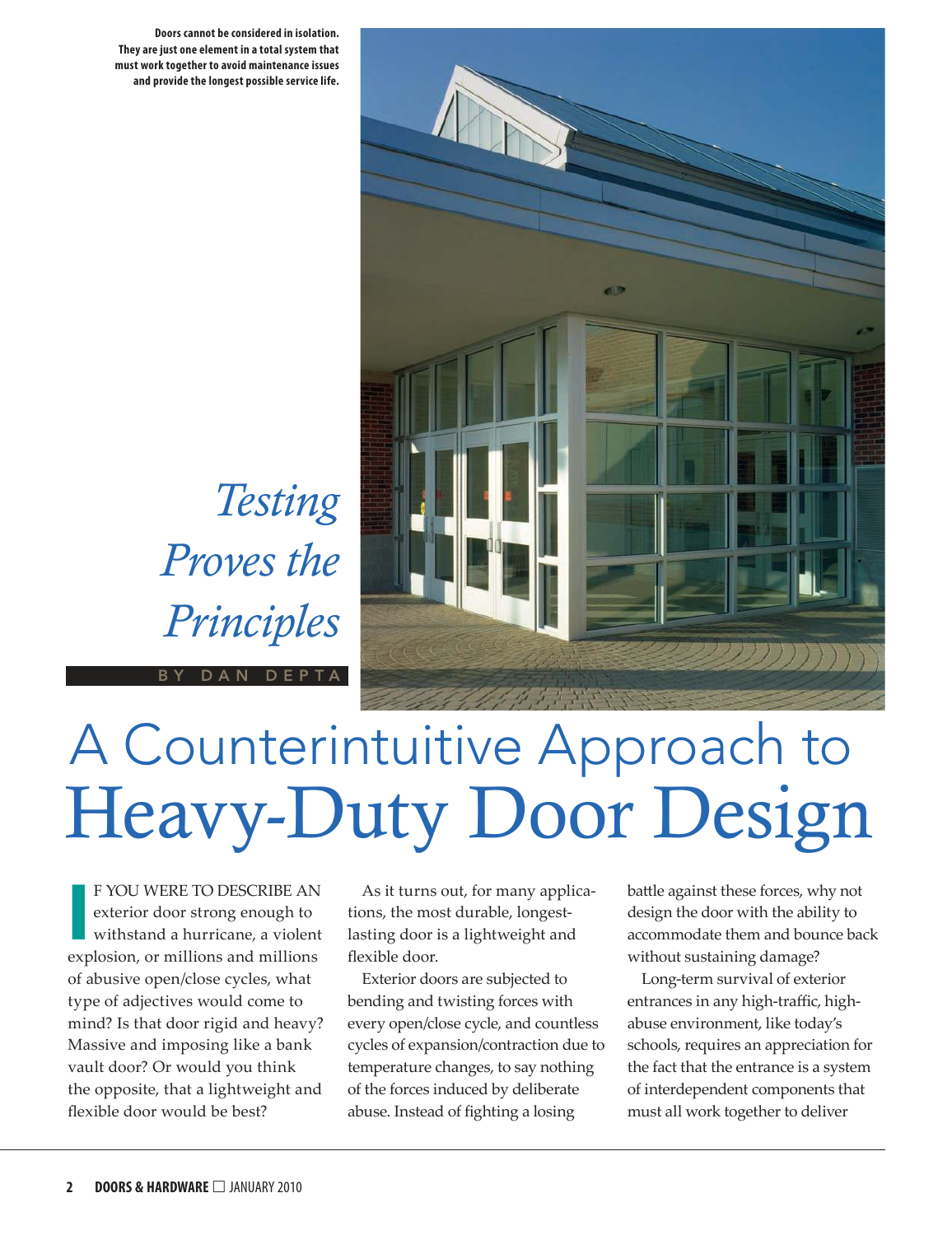**Doors cannot be considered in isolation. They are just one element in a total system that must work together to avoid maintenance issues and provide the longest possible service life.**

*Testing Proves the Principles*

BY DAN DEPTA

# A Counterintuitive Approach to Heavy-Duty Door Design

IF YOU WERE TO DESCRIBE AN exterior door strong enough to withstand a hurricane, a violent explosion, or millions and millions of abusive open/close cycles, what type of adjectives would come to mind? Is that door rigid and heavy? Massive and imposing like a bank vault door? Or would you think the opposite, that a lightweight and flexible door would be best?

As it turns out, for many applications, the most durable, longest-lasting door is a lightweight and flexible door.

Exterior doors are subjected to bending and twisting forces with every open/close cycle, and countless cycles of expansion/contraction due to temperature changes, to say nothing of the forces induced by deliberate abuse. Instead of fighting a losing battle against these forces, why not design the door with the ability to accommodate them and bounce back without sustaining damage?

Long-term survival of exterior entrances in any high-traffic, high-abuse environment, like today's schools, requires an appreciation for the fact that the entrance is a system of interdependent components that must all work together to deliver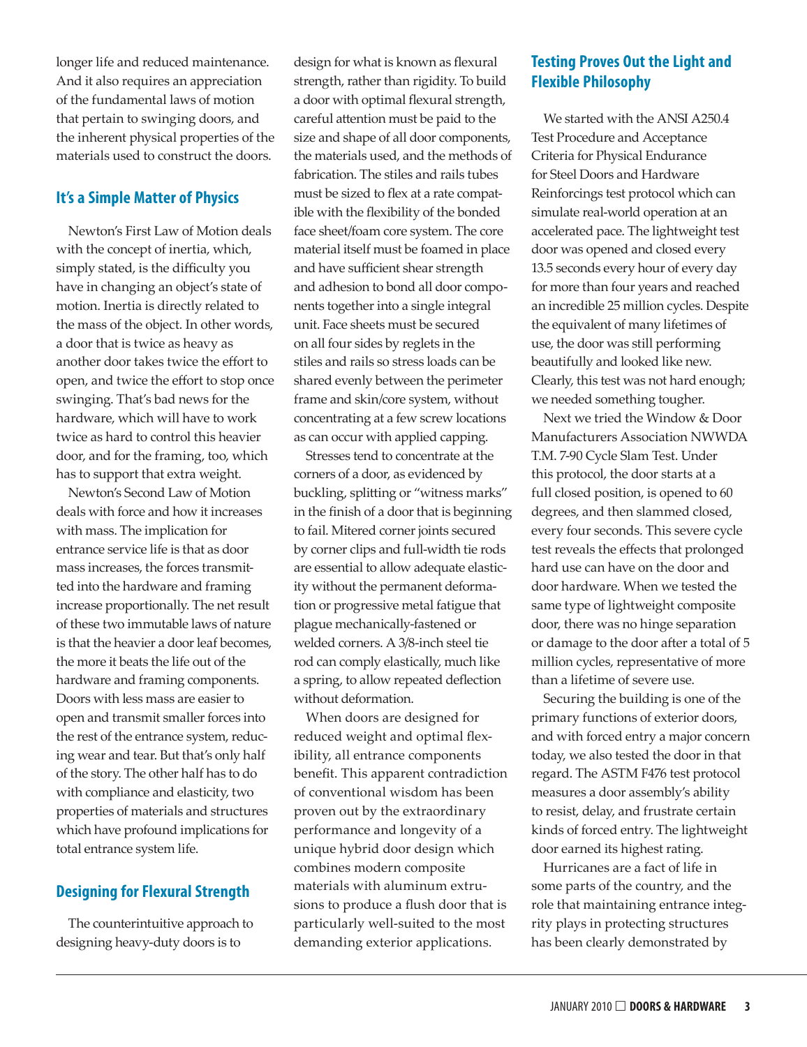longer life and reduced maintenance. And it also requires an appreciation of the fundamental laws of motion that pertain to swinging doors, and the inherent physical properties of the materials used to construct the doors.

## It's a Simple Matter of Physics

Newton's First Law of Motion deals with the concept of inertia, which, simply stated, is the difficulty you have in changing an object's state of motion. Inertia is directly related to the mass of the object. In other words, a door that is twice as heavy as another door takes twice the effort to open, and twice the effort to stop once swinging. That's bad news for the hardware, which will have to work twice as hard to control this heavier door, and for the framing, too, which has to support that extra weight.

Newton's Second Law of Motion deals with force and how it increases with mass. The implication for entrance service life is that as door mass increases, the forces transmitted into the hardware and framing increase proportionally. The net result of these two immutable laws of nature is that the heavier a door leaf becomes, the more it beats the life out of the hardware and framing components. Doors with less mass are easier to open and transmit smaller forces into the rest of the entrance system, reducing wear and tear. But that's only half of the story. The other half has to do with compliance and elasticity, two properties of materials and structures which have profound implications for total entrance system life.

## Designing for Flexural Strength

The counterintuitive approach to designing heavy-duty doors is to design for what is known as flexural strength, rather than rigidity. To build a door with optimal flexural strength, careful attention must be paid to the size and shape of all door components, the materials used, and the methods of fabrication. The stiles and rails tubes must be sized to flex at a rate compatible with the flexibility of the bonded face sheet/foam core system. The core material itself must be foamed in place and have sufficient shear strength and adhesion to bond all door components together into a single integral unit. Face sheets must be secured on all four sides by reglets in the stiles and rails so stress loads can be shared evenly between the perimeter frame and skin/core system, without concentrating at a few screw locations as can occur with applied capping.

Stresses tend to concentrate at the corners of a door, as evidenced by buckling, splitting or "witness marks" in the finish of a door that is beginning to fail. Mitered corner joints secured by corner clips and full-width tie rods are essential to allow adequate elasticity without the permanent deformation or progressive metal fatigue that plague mechanically-fastened or welded corners. A 3/8-inch steel tie rod can comply elastically, much like a spring, to allow repeated deflection without deformation.

When doors are designed for reduced weight and optimal flexibility, all entrance components benefit. This apparent contradiction of conventional wisdom has been proven out by the extraordinary performance and longevity of a unique hybrid door design which combines modern composite materials with aluminum extrusions to produce a flush door that is particularly well-suited to the most demanding exterior applications.

## Testing Proves Out the Light and Flexible Philosophy

We started with the ANSI A250.4 Test Procedure and Acceptance Criteria for Physical Endurance for Steel Doors and Hardware Reinforcings test protocol which can simulate real-world operation at an accelerated pace. The lightweight test door was opened and closed every 13.5 seconds every hour of every day for more than four years and reached an incredible 25 million cycles. Despite the equivalent of many lifetimes of use, the door was still performing beautifully and looked like new. Clearly, this test was not hard enough; we needed something tougher.

Next we tried the Window & Door Manufacturers Association NWWDA T.M. 7-90 Cycle Slam Test. Under this protocol, the door starts at a full closed position, is opened to 60 degrees, and then slammed closed, every four seconds. This severe cycle test reveals the effects that prolonged hard use can have on the door and door hardware. When we tested the same type of lightweight composite door, there was no hinge separation or damage to the door after a total of 5 million cycles, representative of more than a lifetime of severe use.

Securing the building is one of the primary functions of exterior doors, and with forced entry a major concern today, we also tested the door in that regard. The ASTM F476 test protocol measures a door assembly's ability to resist, delay, and frustrate certain kinds of forced entry. The lightweight door earned its highest rating.

Hurricanes are a fact of life in some parts of the country, and the role that maintaining entrance integrity plays in protecting structures has been clearly demonstrated by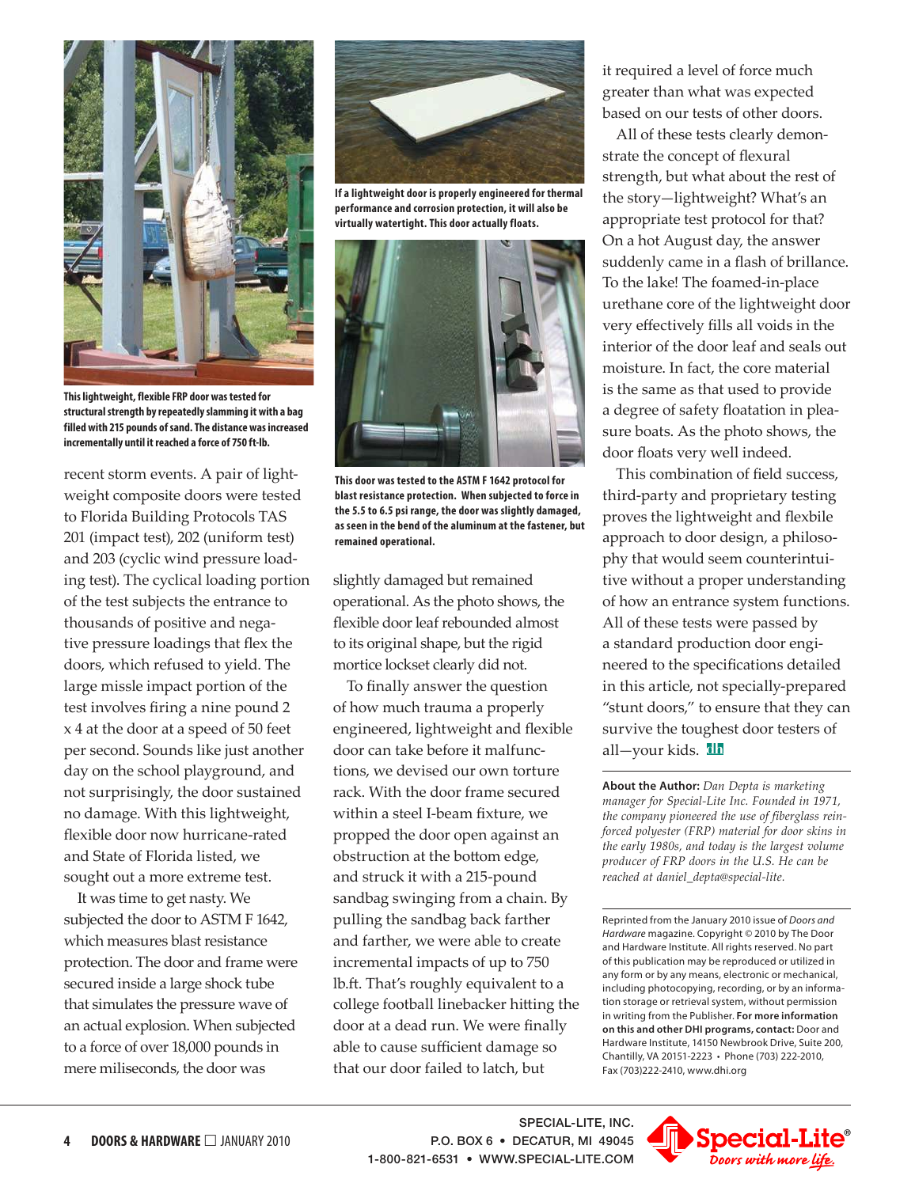This lightweight, flexible FRP door was tested for structural strength by repeatedly slamming it with a bag filled with 215 pounds of sand. The distance was increased incrementally until it reached a force of 750 ft-lb.

recent storm events. A pair of lightweight composite doors were tested to Florida Building Protocols TAS 201 (impact test), 202 (uniform test) and 203 (cyclic wind pressure loading test). The cyclical loading portion of the test subjects the entrance to thousands of positive and negative pressure loadings that flex the doors, which refused to yield. The large missle impact portion of the test involves firing a nine pound 2 x 4 at the door at a speed of 50 feet per second. Sounds like just another day on the school playground, and not surprisingly, the door sustained no damage. With this lightweight, flexible door now hurricane-rated and State of Florida listed, we sought out a more extreme test.

It was time to get nasty. We subjected the door to ASTM F 1642, which measures blast resistance protection. The door and frame were secured inside a large shock tube that simulates the pressure wave of an actual explosion. When subjected to a force of over 18,000 pounds in mere miliseconds, the door was slightly damaged but remained operational. As the photo shows, the flexible door leaf rebounded almost to its original shape, but the rigid mortice lockset clearly did not.

If a lightweight door is properly engineered for thermal performance and corrosion protection, it will also be virtually watertight. This door actually floats.

This door was tested to the ASTM F 1642 protocol for blast resistance protection. When subjected to force in the 5.5 to 6.5 psi range, the door was slightly damaged, as seen in the bend of the aluminum at the fastener, but remained operational.

To finally answer the question of how much trauma a properly engineered, lightweight and flexible door can take before it malfunctions, we devised our own torture rack. With the door frame secured within a steel I-beam fixture, we propped the door open against an obstruction at the bottom edge, and struck it with a 215-pound sandbag swinging from a chain. By pulling the sandbag back farther and farther, we were able to create incremental impacts of up to 750 lb.ft. That's roughly equivalent to a college football linebacker hitting the door at a dead run. We were finally able to cause sufficient damage so that our door failed to latch, but it required a level of force much greater than what was expected based on our tests of other doors.

All of these tests clearly demonstrate the concept of flexural strength, but what about the rest of the story—lightweight? What's an appropriate test protocol for that? On a hot August day, the answer suddenly came in a flash of brillance. To the lake! The foamed-in-place urethane core of the lightweight door very effectively fills all voids in the interior of the door leaf and seals out moisture. In fact, the core material is the same as that used to provide a degree of safety floatation in pleasure boats. As the photo shows, the door floats very well indeed.

This combination of field success, third-party and proprietary testing proves the lightweight and flexbile approach to door design, a philosophy that would seem counterintuitive without a proper understanding of how an entrance system functions. All of these tests were passed by a standard production door engineered to the specifications detailed in this article, not specially-prepared "stunt doors," to ensure that they can survive the toughest door testers of all—your kids. dh

**About the Author:** *Dan Depta is marketing manager for Special-Lite Inc. Founded in 1971, the company pioneered the use of fiberglass reinforced polyester (FRP) material for door skins in the early 1980s, and today is the largest volume producer of FRP doors in the U.S. He can be reached at daniel_depta@special-lite.*

Reprinted from the January 2010 issue of *Doors and Hardware* magazine. Copyright © 2010 by The Door and Hardware Institute. All rights reserved. No part of this publication may be reproduced or utilized in any form or by any means, electronic or mechanical, including photocopying, recording, or by an information storage or retrieval system, without permission in writing from the Publisher. **For more information on this and other DHI programs, contact:** Door and Hardware Institute, 14150 Newbrook Drive, Suite 200, Chantilly, VA 20151-2223 • Phone (703) 222-2010, Fax (703)222-2410, www.dhi.org

SPECIAL-LITE, INC.
P.O. BOX 6 • DECATUR, MI 49045
1-800-821-6531 • WWW.SPECIAL-LITE.COM

Special-Lite® *Doors with more life.*